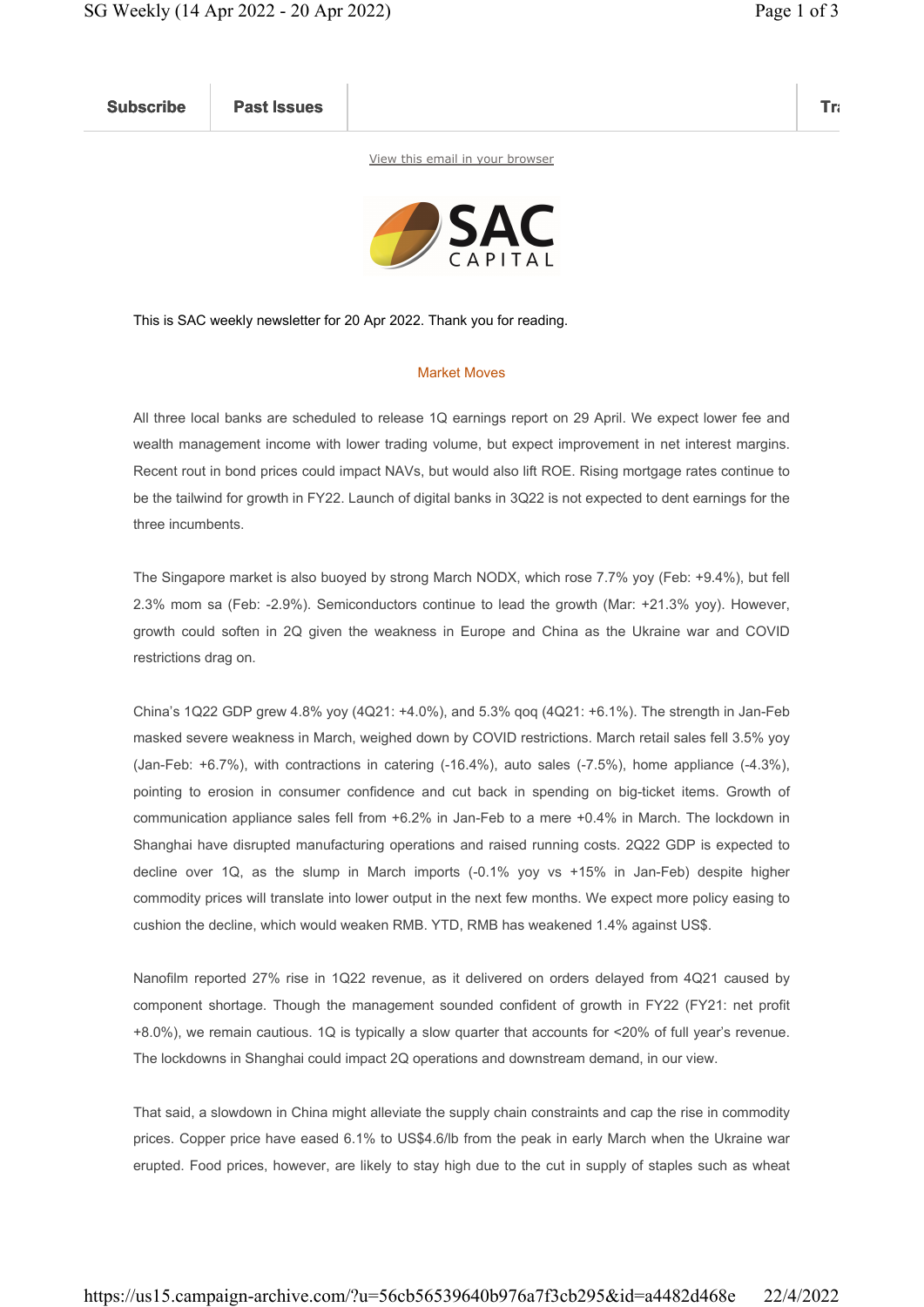Subscribe | Past Issues

View this email in your browser

SAC CAPITAL

This is SAC weekly newsletter for 20 Apr 2022. Thank you for reading.

## Market Moves

All three local banks are scheduled to release 1Q earnings report on 29 April. We expect lower fee and wealth management income with lower trading volume, but expect improvement in net interest margins. Recent rout in bond prices could impact NAVs, but would also lift ROE. Rising mortgage rates continue to be the tailwind for growth in FY22. Launch of digital banks in 3Q22 is not expected to dent earnings for the three incumbents.

The Singapore market is also buoyed by strong March NODX, which rose 7.7% yoy (Feb: +9.4%), but fell 2.3% mom sa (Feb: -2.9%). Semiconductors continue to lead the growth (Mar: +21.3% yoy). However, growth could soften in 2Q given the weakness in Europe and China as the Ukraine war and COVID restrictions drag on.

China's 1Q22 GDP grew 4.8% yoy (4Q21: +4.0%), and 5.3% qoq (4Q21: +6.1%). The strength in Jan-Feb masked severe weakness in March, weighed down by COVID restrictions. March retail sales fell 3.5% yoy (Jan-Feb: +6.7%), with contractions in catering (-16.4%), auto sales (-7.5%), home appliance (-4.3%), pointing to erosion in consumer confidence and cut back in spending on big-ticket items. Growth of communication appliance sales fell from +6.2% in Jan-Feb to a mere +0.4% in March. The lockdown in Shanghai have disrupted manufacturing operations and raised running costs. 2Q22 GDP is expected to decline over 1Q, as the slump in March imports (-0.1% yoy vs +15% in Jan-Feb) despite higher commodity prices will translate into lower output in the next few months. We expect more policy easing to cushion the decline, which would weaken RMB. YTD, RMB has weakened 1.4% against US$.

Nanofilm reported 27% rise in 1Q22 revenue, as it delivered on orders delayed from 4Q21 caused by component shortage. Though the management sounded confident of growth in FY22 (FY21: net profit +8.0%), we remain cautious. 1Q is typically a slow quarter that accounts for <20% of full year's revenue. The lockdowns in Shanghai could impact 2Q operations and downstream demand, in our view.

That said, a slowdown in China might alleviate the supply chain constraints and cap the rise in commodity prices. Copper price have eased 6.1% to US$4.6/lb from the peak in early March when the Ukraine war erupted. Food prices, however, are likely to stay high due to the cut in supply of staples such as wheat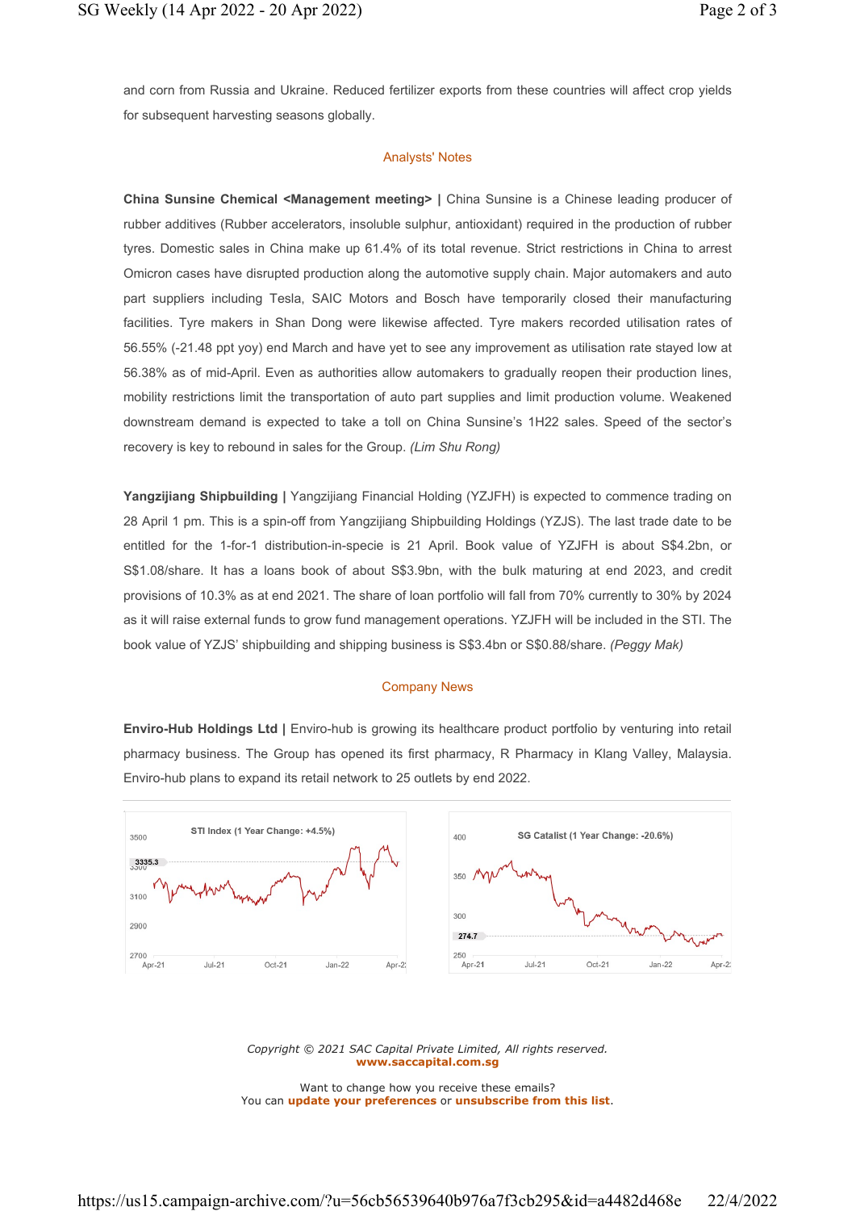and corn from Russia and Ukraine. Reduced fertilizer exports from these countries will affect crop yields for subsequent harvesting seasons globally.

## Analysts' Notes

**China Sunsine Chemical <Management meeting> |** China Sunsine is a Chinese leading producer of rubber additives (Rubber accelerators, insoluble sulphur, antioxidant) required in the production of rubber tyres. Domestic sales in China make up 61.4% of its total revenue. Strict restrictions in China to arrest Omicron cases have disrupted production along the automotive supply chain. Major automakers and auto part suppliers including Tesla, SAIC Motors and Bosch have temporarily closed their manufacturing facilities. Tyre makers in Shan Dong were likewise affected. Tyre makers recorded utilisation rates of 56.55% (-21.48 ppt yoy) end March and have yet to see any improvement as utilisation rate stayed low at 56.38% as of mid-April. Even as authorities allow automakers to gradually reopen their production lines, mobility restrictions limit the transportation of auto part supplies and limit production volume. Weakened downstream demand is expected to take a toll on China Sunsine's 1H22 sales. Speed of the sector's recovery is key to rebound in sales for the Group. *(Lim Shu Rong)*

**Yangzijiang Shipbuilding |** Yangzijiang Financial Holding (YZJFH) is expected to commence trading on 28 April 1 pm. This is a spin-off from Yangzijiang Shipbuilding Holdings (YZJS). The last trade date to be entitled for the 1-for-1 distribution-in-specie is 21 April. Book value of YZJFH is about S$4.2bn, or S$1.08/share. It has a loans book of about S$3.9bn, with the bulk maturing at end 2023, and credit provisions of 10.3% as at end 2021. The share of loan portfolio will fall from 70% currently to 30% by 2024 as it will raise external funds to grow fund management operations. YZJFH will be included in the STI. The book value of YZJS' shipbuilding and shipping business is S$3.4bn or S$0.88/share. *(Peggy Mak)*

## Company News

**Enviro-Hub Holdings Ltd |** Enviro-hub is growing its healthcare product portfolio by venturing into retail pharmacy business. The Group has opened its first pharmacy, R Pharmacy in Klang Valley, Malaysia. Enviro-hub plans to expand its retail network to 25 outlets by end 2022.

STI Index (1 Year Change: +4.5%)
3500
3335.3
3300
3100
2900
2700
Apr-21 Jul-21 Oct-21 Jan-22 Apr-22

SG Catalist (1 Year Change: -20.6%)
400
350
300
274.7
250
Apr-21 Jul-21 Oct-21 Jan-22 Apr-22

*Copyright © 2021 SAC Capital Private Limited, All rights reserved.*
**www.saccapital.com.sg**

Want to change how you receive these emails?
You can **update your preferences** or **unsubscribe from this list**.